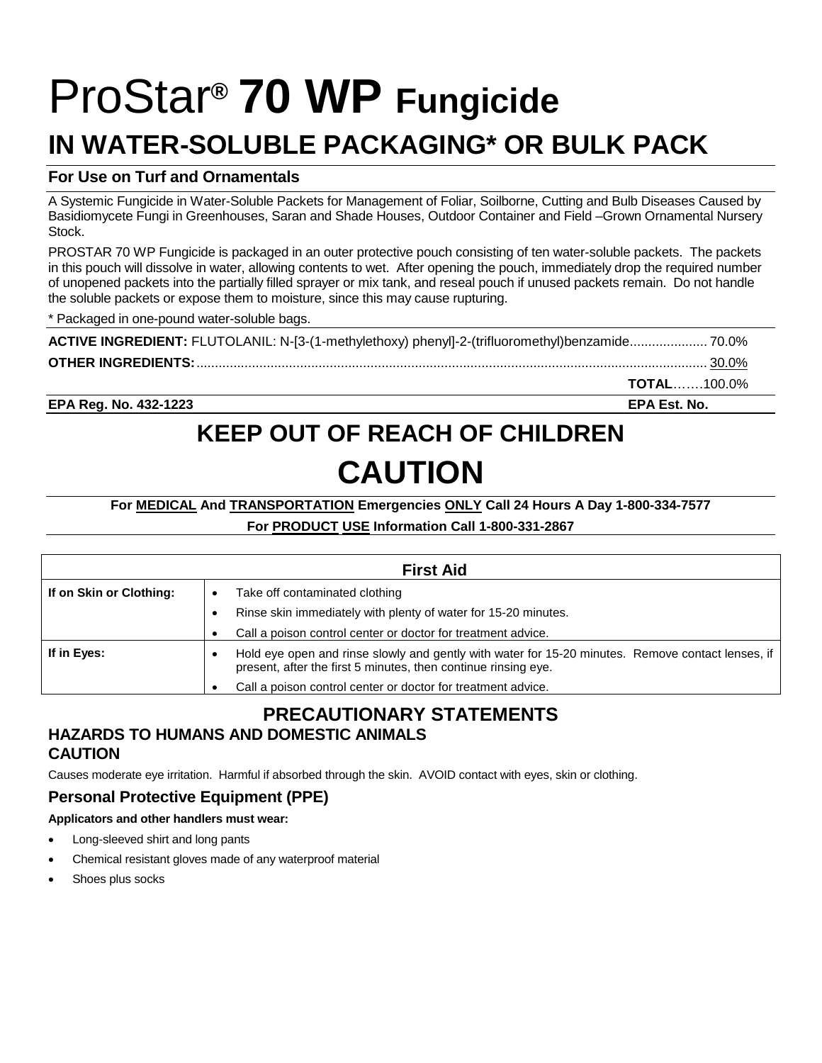# ProStar® **70 WP** Fungicide

# IN WATER-SOLUBLE PACKAGING* OR BULK PACK

### For Use on Turf and Ornamentals

A Systemic Fungicide in Water-Soluble Packets for Management of Foliar, Soilborne, Cutting and Bulb Diseases Caused by Basidiomycete Fungi in Greenhouses, Saran and Shade Houses, Outdoor Container and Field –Grown Ornamental Nursery Stock.

PROSTAR 70 WP Fungicide is packaged in an outer protective pouch consisting of ten water-soluble packets. The packets in this pouch will dissolve in water, allowing contents to wet. After opening the pouch, immediately drop the required number of unopened packets into the partially filled sprayer or mix tank, and reseal pouch if unused packets remain. Do not handle the soluble packets or expose them to moisture, since this may cause rupturing.

* Packaged in one-pound water-soluble bags.

**ACTIVE INGREDIENT:** FLUTOLANIL: N-[3-(1-methylethoxy) phenyl]-2-(trifluoromethyl)benzamide..................... 70.0%

**OTHER INGREDIENTS:**........................................................................................................................ 30.0%

**TOTAL**…….100.0%

**EPA Reg. No. 432-1223** **EPA Est. No.**

# KEEP OUT OF REACH OF CHILDREN

# CAUTION

**For MEDICAL And TRANSPORTATION Emergencies ONLY Call 24 Hours A Day 1-800-334-7577**

**For PRODUCT USE Information Call 1-800-331-2867**

| First Aid | |
|---|---|
| **If on Skin or Clothing:** | • Take off contaminated clothing<br>• Rinse skin immediately with plenty of water for 15-20 minutes.<br>• Call a poison control center or doctor for treatment advice. |
| **If in Eyes:** | • Hold eye open and rinse slowly and gently with water for 15-20 minutes. Remove contact lenses, if present, after the first 5 minutes, then continue rinsing eye.<br>• Call a poison control center or doctor for treatment advice. |

## PRECAUTIONARY STATEMENTS

### HAZARDS TO HUMANS AND DOMESTIC ANIMALS

### CAUTION

Causes moderate eye irritation. Harmful if absorbed through the skin. AVOID contact with eyes, skin or clothing.

### Personal Protective Equipment (PPE)

**Applicators and other handlers must wear:**

- Long-sleeved shirt and long pants
- Chemical resistant gloves made of any waterproof material
- Shoes plus socks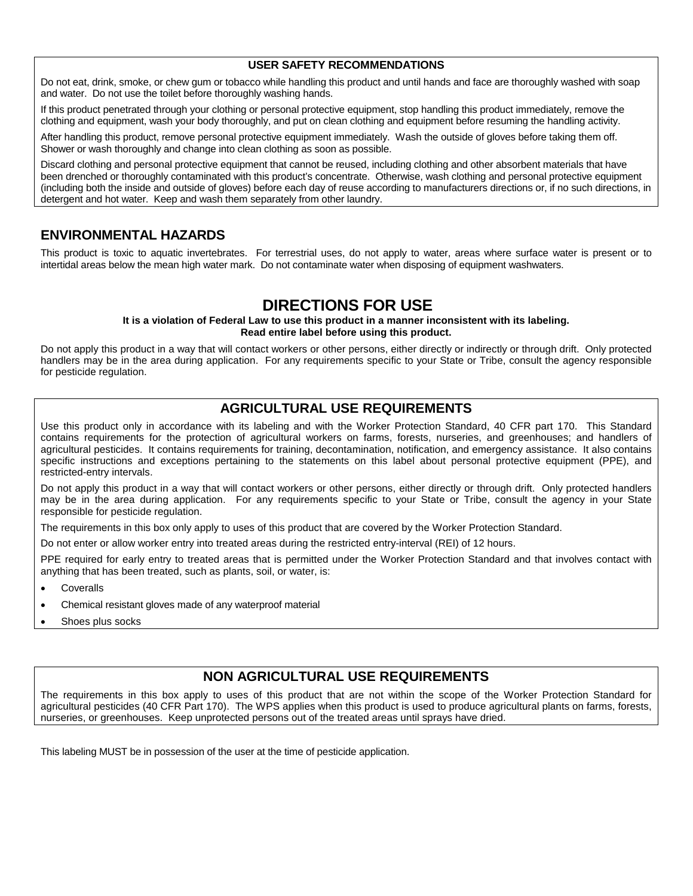## USER SAFETY RECOMMENDATIONS

Do not eat, drink, smoke, or chew gum or tobacco while handling this product and until hands and face are thoroughly washed with soap and water. Do not use the toilet before thoroughly washing hands.

If this product penetrated through your clothing or personal protective equipment, stop handling this product immediately, remove the clothing and equipment, wash your body thoroughly, and put on clean clothing and equipment before resuming the handling activity.

After handling this product, remove personal protective equipment immediately. Wash the outside of gloves before taking them off. Shower or wash thoroughly and change into clean clothing as soon as possible.

Discard clothing and personal protective equipment that cannot be reused, including clothing and other absorbent materials that have been drenched or thoroughly contaminated with this product's concentrate. Otherwise, wash clothing and personal protective equipment (including both the inside and outside of gloves) before each day of reuse according to manufacturers directions or, if no such directions, in detergent and hot water. Keep and wash them separately from other laundry.

## ENVIRONMENTAL HAZARDS

This product is toxic to aquatic invertebrates. For terrestrial uses, do not apply to water, areas where surface water is present or to intertidal areas below the mean high water mark. Do not contaminate water when disposing of equipment washwaters.

# DIRECTIONS FOR USE

**It is a violation of Federal Law to use this product in a manner inconsistent with its labeling.**
**Read entire label before using this product.**

Do not apply this product in a way that will contact workers or other persons, either directly or indirectly or through drift. Only protected handlers may be in the area during application. For any requirements specific to your State or Tribe, consult the agency responsible for pesticide regulation.

## AGRICULTURAL USE REQUIREMENTS

Use this product only in accordance with its labeling and with the Worker Protection Standard, 40 CFR part 170. This Standard contains requirements for the protection of agricultural workers on farms, forests, nurseries, and greenhouses; and handlers of agricultural pesticides. It contains requirements for training, decontamination, notification, and emergency assistance. It also contains specific instructions and exceptions pertaining to the statements on this label about personal protective equipment (PPE), and restricted-entry intervals.

Do not apply this product in a way that will contact workers or other persons, either directly or through drift. Only protected handlers may be in the area during application. For any requirements specific to your State or Tribe, consult the agency in your State responsible for pesticide regulation.

The requirements in this box only apply to uses of this product that are covered by the Worker Protection Standard.

Do not enter or allow worker entry into treated areas during the restricted entry-interval (REI) of 12 hours.

PPE required for early entry to treated areas that is permitted under the Worker Protection Standard and that involves contact with anything that has been treated, such as plants, soil, or water, is:

- Coveralls
- Chemical resistant gloves made of any waterproof material
- Shoes plus socks

## NON AGRICULTURAL USE REQUIREMENTS

The requirements in this box apply to uses of this product that are not within the scope of the Worker Protection Standard for agricultural pesticides (40 CFR Part 170). The WPS applies when this product is used to produce agricultural plants on farms, forests, nurseries, or greenhouses. Keep unprotected persons out of the treated areas until sprays have dried.

This labeling MUST be in possession of the user at the time of pesticide application.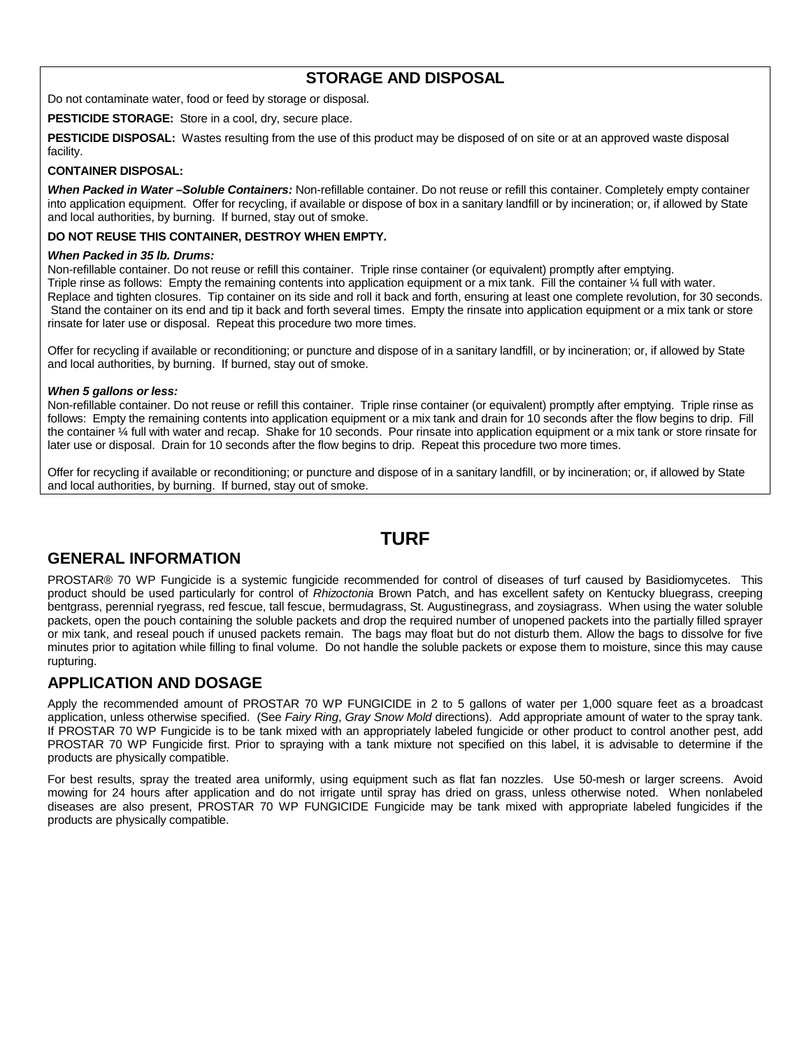## STORAGE AND DISPOSAL

Do not contaminate water, food or feed by storage or disposal.

**PESTICIDE STORAGE:** Store in a cool, dry, secure place.

**PESTICIDE DISPOSAL:** Wastes resulting from the use of this product may be disposed of on site or at an approved waste disposal facility.

**CONTAINER DISPOSAL:**

***When Packed in Water –Soluble Containers:*** Non-refillable container. Do not reuse or refill this container. Completely empty container into application equipment. Offer for recycling, if available or dispose of box in a sanitary landfill or by incineration; or, if allowed by State and local authorities, by burning. If burned, stay out of smoke.

**DO NOT REUSE THIS CONTAINER, DESTROY WHEN EMPTY.**

***When Packed in 35 lb. Drums:***
Non-refillable container. Do not reuse or refill this container. Triple rinse container (or equivalent) promptly after emptying.
Triple rinse as follows: Empty the remaining contents into application equipment or a mix tank. Fill the container ¼ full with water. Replace and tighten closures. Tip container on its side and roll it back and forth, ensuring at least one complete revolution, for 30 seconds. Stand the container on its end and tip it back and forth several times. Empty the rinsate into application equipment or a mix tank or store rinsate for later use or disposal. Repeat this procedure two more times.

Offer for recycling if available or reconditioning; or puncture and dispose of in a sanitary landfill, or by incineration; or, if allowed by State and local authorities, by burning. If burned, stay out of smoke.

***When 5 gallons or less:***
Non-refillable container. Do not reuse or refill this container. Triple rinse container (or equivalent) promptly after emptying. Triple rinse as follows: Empty the remaining contents into application equipment or a mix tank and drain for 10 seconds after the flow begins to drip. Fill the container ¼ full with water and recap. Shake for 10 seconds. Pour rinsate into application equipment or a mix tank or store rinsate for later use or disposal. Drain for 10 seconds after the flow begins to drip. Repeat this procedure two more times.

Offer for recycling if available or reconditioning; or puncture and dispose of in a sanitary landfill, or by incineration; or, if allowed by State and local authorities, by burning. If burned, stay out of smoke.

# TURF

## GENERAL INFORMATION

PROSTAR® 70 WP Fungicide is a systemic fungicide recommended for control of diseases of turf caused by Basidiomycetes. This product should be used particularly for control of *Rhizoctonia* Brown Patch, and has excellent safety on Kentucky bluegrass, creeping bentgrass, perennial ryegrass, red fescue, tall fescue, bermudagrass, St. Augustinegrass, and zoysiagrass. When using the water soluble packets, open the pouch containing the soluble packets and drop the required number of unopened packets into the partially filled sprayer or mix tank, and reseal pouch if unused packets remain. The bags may float but do not disturb them. Allow the bags to dissolve for five minutes prior to agitation while filling to final volume. Do not handle the soluble packets or expose them to moisture, since this may cause rupturing.

## APPLICATION AND DOSAGE

Apply the recommended amount of PROSTAR 70 WP FUNGICIDE in 2 to 5 gallons of water per 1,000 square feet as a broadcast application, unless otherwise specified. (See *Fairy Ring*, *Gray Snow Mold* directions). Add appropriate amount of water to the spray tank. If PROSTAR 70 WP Fungicide is to be tank mixed with an appropriately labeled fungicide or other product to control another pest, add PROSTAR 70 WP Fungicide first. Prior to spraying with a tank mixture not specified on this label, it is advisable to determine if the products are physically compatible.

For best results, spray the treated area uniformly, using equipment such as flat fan nozzles. Use 50-mesh or larger screens. Avoid mowing for 24 hours after application and do not irrigate until spray has dried on grass, unless otherwise noted. When nonlabeled diseases are also present, PROSTAR 70 WP FUNGICIDE Fungicide may be tank mixed with appropriate labeled fungicides if the products are physically compatible.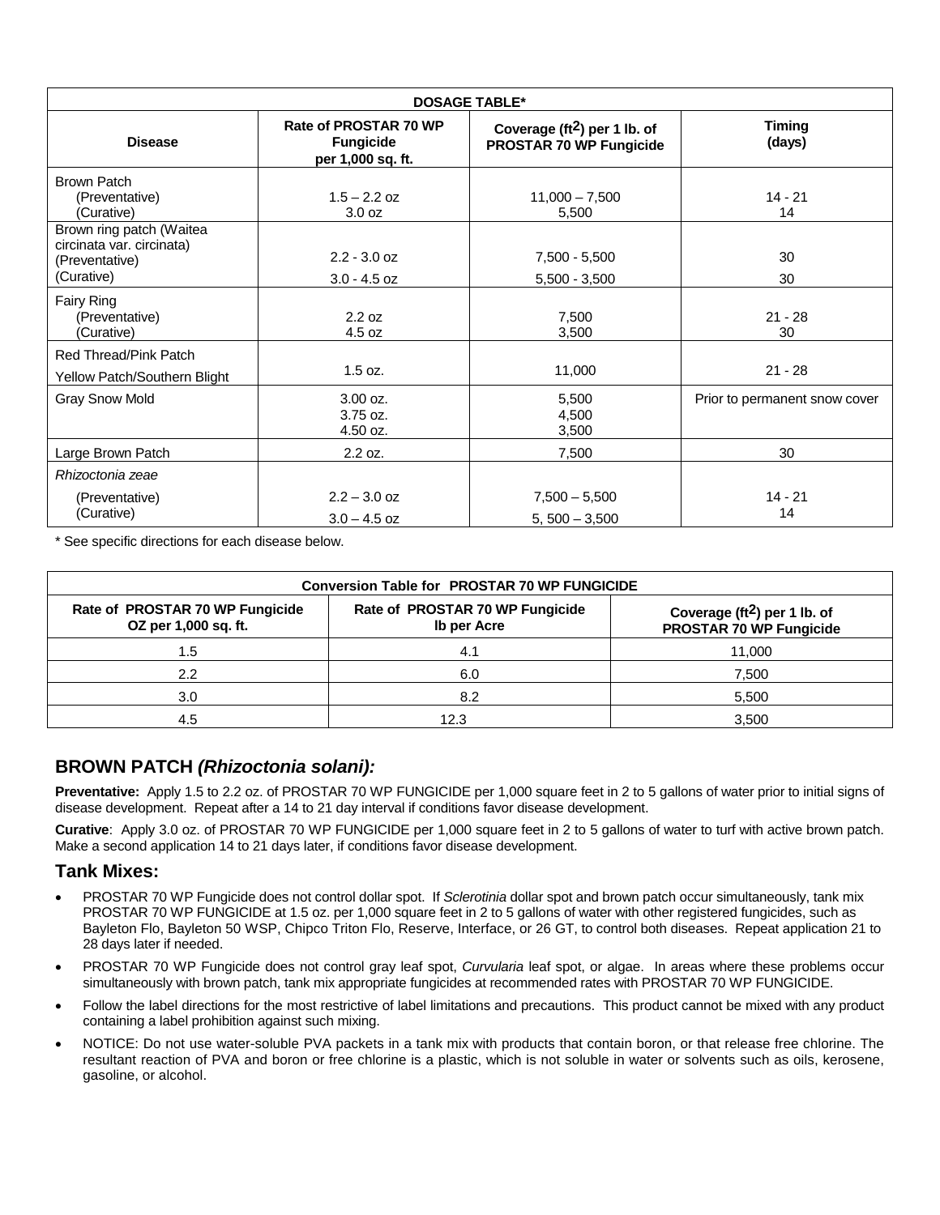| DOSAGE TABLE* | | | |
|---|---|---|---|
| **Disease** | **Rate of PROSTAR 70 WP Fungicide per 1,000 sq. ft.** | **Coverage ($ft^2$) per 1 lb. of PROSTAR 70 WP Fungicide** | **Timing (days)** |
| Brown Patch<br>(Preventative)<br>(Curative) | <br>1.5 – 2.2 oz<br>3.0 oz | <br>11,000 – 7,500<br>5,500 | <br>14 - 21<br>14 |
| Brown ring patch (Waitea circinata var. circinata)<br>(Preventative)<br>(Curative) | <br>2.2 - 3.0 oz<br>3.0 - 4.5 oz | <br>7,500 - 5,500<br>5,500 - 3,500 | <br>30<br>30 |
| Fairy Ring<br>(Preventative)<br>(Curative) | <br>2.2 oz<br>4.5 oz | <br>7,500<br>3,500 | <br>21 - 28<br>30 |
| Red Thread/Pink Patch<br>Yellow Patch/Southern Blight | 1.5 oz. | 11,000 | 21 - 28 |
| Gray Snow Mold | 3.00 oz.<br>3.75 oz.<br>4.50 oz. | 5,500<br>4,500<br>3,500 | Prior to permanent snow cover |
| Large Brown Patch | 2.2 oz. | 7,500 | 30 |
| *Rhizoctonia zeae*<br>(Preventative)<br>(Curative) | <br>2.2 – 3.0 oz<br>3.0 – 4.5 oz | <br>7,500 – 5,500<br>5, 500 – 3,500 | <br>14 - 21<br>14 |

\* See specific directions for each disease below.

| Conversion Table for PROSTAR 70 WP FUNGICIDE | | |
|---|---|---|
| **Rate of PROSTAR 70 WP Fungicide OZ per 1,000 sq. ft.** | **Rate of PROSTAR 70 WP Fungicide lb per Acre** | **Coverage ($ft^2$) per 1 lb. of PROSTAR 70 WP Fungicide** |
| 1.5 | 4.1 | 11,000 |
| 2.2 | 6.0 | 7,500 |
| 3.0 | 8.2 | 5,500 |
| 4.5 | 12.3 | 3,500 |

## BROWN PATCH *(Rhizoctonia solani):*

**Preventative:** Apply 1.5 to 2.2 oz. of PROSTAR 70 WP FUNGICIDE per 1,000 square feet in 2 to 5 gallons of water prior to initial signs of disease development. Repeat after a 14 to 21 day interval if conditions favor disease development.

**Curative**: Apply 3.0 oz. of PROSTAR 70 WP FUNGICIDE per 1,000 square feet in 2 to 5 gallons of water to turf with active brown patch. Make a second application 14 to 21 days later, if conditions favor disease development.

## Tank Mixes:

- PROSTAR 70 WP Fungicide does not control dollar spot. If *Sclerotinia* dollar spot and brown patch occur simultaneously, tank mix PROSTAR 70 WP FUNGICIDE at 1.5 oz. per 1,000 square feet in 2 to 5 gallons of water with other registered fungicides, such as Bayleton Flo, Bayleton 50 WSP, Chipco Triton Flo, Reserve, Interface, or 26 GT, to control both diseases. Repeat application 21 to 28 days later if needed.
- PROSTAR 70 WP Fungicide does not control gray leaf spot, *Curvularia* leaf spot, or algae. In areas where these problems occur simultaneously with brown patch, tank mix appropriate fungicides at recommended rates with PROSTAR 70 WP FUNGICIDE.
- Follow the label directions for the most restrictive of label limitations and precautions. This product cannot be mixed with any product containing a label prohibition against such mixing.
- NOTICE: Do not use water-soluble PVA packets in a tank mix with products that contain boron, or that release free chlorine. The resultant reaction of PVA and boron or free chlorine is a plastic, which is not soluble in water or solvents such as oils, kerosene, gasoline, or alcohol.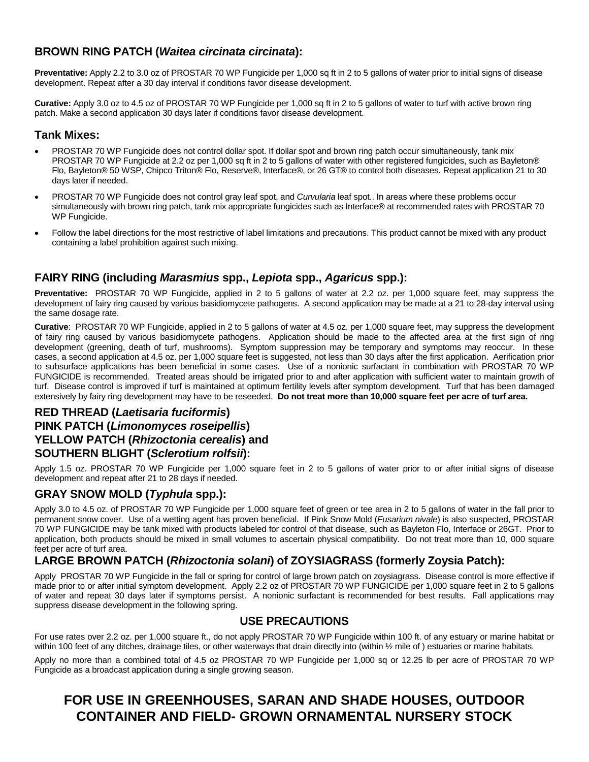## BROWN RING PATCH (*Waitea circinata circinata*):

**Preventative:** Apply 2.2 to 3.0 oz of PROSTAR 70 WP Fungicide per 1,000 sq ft in 2 to 5 gallons of water prior to initial signs of disease development. Repeat after a 30 day interval if conditions favor disease development.

**Curative:** Apply 3.0 oz to 4.5 oz of PROSTAR 70 WP Fungicide per 1,000 sq ft in 2 to 5 gallons of water to turf with active brown ring patch. Make a second application 30 days later if conditions favor disease development.

## Tank Mixes:

- PROSTAR 70 WP Fungicide does not control dollar spot. If dollar spot and brown ring patch occur simultaneously, tank mix PROSTAR 70 WP Fungicide at 2.2 oz per 1,000 sq ft in 2 to 5 gallons of water with other registered fungicides, such as Bayleton® Flo, Bayleton® 50 WSP, Chipco Triton® Flo, Reserve®, Interface®, or 26 GT® to control both diseases. Repeat application 21 to 30 days later if needed.
- PROSTAR 70 WP Fungicide does not control gray leaf spot, and *Curvularia* leaf spot.. In areas where these problems occur simultaneously with brown ring patch, tank mix appropriate fungicides such as Interface® at recommended rates with PROSTAR 70 WP Fungicide.
- Follow the label directions for the most restrictive of label limitations and precautions. This product cannot be mixed with any product containing a label prohibition against such mixing.

## FAIRY RING (including *Marasmius* spp., *Lepiota* spp., *Agaricus* spp.):

**Preventative:** PROSTAR 70 WP Fungicide, applied in 2 to 5 gallons of water at 2.2 oz. per 1,000 square feet, may suppress the development of fairy ring caused by various basidiomycete pathogens. A second application may be made at a 21 to 28-day interval using the same dosage rate.

**Curative**: PROSTAR 70 WP Fungicide, applied in 2 to 5 gallons of water at 4.5 oz. per 1,000 square feet, may suppress the development of fairy ring caused by various basidiomycete pathogens. Application should be made to the affected area at the first sign of ring development (greening, death of turf, mushrooms). Symptom suppression may be temporary and symptoms may reoccur. In these cases, a second application at 4.5 oz. per 1,000 square feet is suggested, not less than 30 days after the first application. Aerification prior to subsurface applications has been beneficial in some cases. Use of a nonionic surfactant in combination with PROSTAR 70 WP FUNGICIDE is recommended. Treated areas should be irrigated prior to and after application with sufficient water to maintain growth of turf. Disease control is improved if turf is maintained at optimum fertility levels after symptom development. Turf that has been damaged extensively by fairy ring development may have to be reseeded. **Do not treat more than 10,000 square feet per acre of turf area.**

## RED THREAD (*Laetisaria fuciformis*)
## PINK PATCH (*Limonomyces roseipellis*)
## YELLOW PATCH (*Rhizoctonia cerealis*) and
## SOUTHERN BLIGHT (*Sclerotium rolfsii*):

Apply 1.5 oz. PROSTAR 70 WP Fungicide per 1,000 square feet in 2 to 5 gallons of water prior to or after initial signs of disease development and repeat after 21 to 28 days if needed.

## GRAY SNOW MOLD (*Typhula* spp.):

Apply 3.0 to 4.5 oz. of PROSTAR 70 WP Fungicide per 1,000 square feet of green or tee area in 2 to 5 gallons of water in the fall prior to permanent snow cover. Use of a wetting agent has proven beneficial. If Pink Snow Mold (*Fusarium nivale*) is also suspected, PROSTAR 70 WP FUNGICIDE may be tank mixed with products labeled for control of that disease, such as Bayleton Flo, Interface or 26GT. Prior to application, both products should be mixed in small volumes to ascertain physical compatibility. Do not treat more than 10, 000 square feet per acre of turf area.

## LARGE BROWN PATCH (*Rhizoctonia solani*) of ZOYSIAGRASS (formerly Zoysia Patch):

Apply PROSTAR 70 WP Fungicide in the fall or spring for control of large brown patch on zoysiagrass. Disease control is more effective if made prior to or after initial symptom development. Apply 2.2 oz of PROSTAR 70 WP FUNGICIDE per 1,000 square feet in 2 to 5 gallons of water and repeat 30 days later if symptoms persist. A nonionic surfactant is recommended for best results. Fall applications may suppress disease development in the following spring.

## USE PRECAUTIONS

For use rates over 2.2 oz. per 1,000 square ft., do not apply PROSTAR 70 WP Fungicide within 100 ft. of any estuary or marine habitat or within 100 feet of any ditches, drainage tiles, or other waterways that drain directly into (within ½ mile of ) estuaries or marine habitats.

Apply no more than a combined total of 4.5 oz PROSTAR 70 WP Fungicide per 1,000 sq or 12.25 lb per acre of PROSTAR 70 WP Fungicide as a broadcast application during a single growing season.

# FOR USE IN GREENHOUSES, SARAN AND SHADE HOUSES, OUTDOOR CONTAINER AND FIELD- GROWN ORNAMENTAL NURSERY STOCK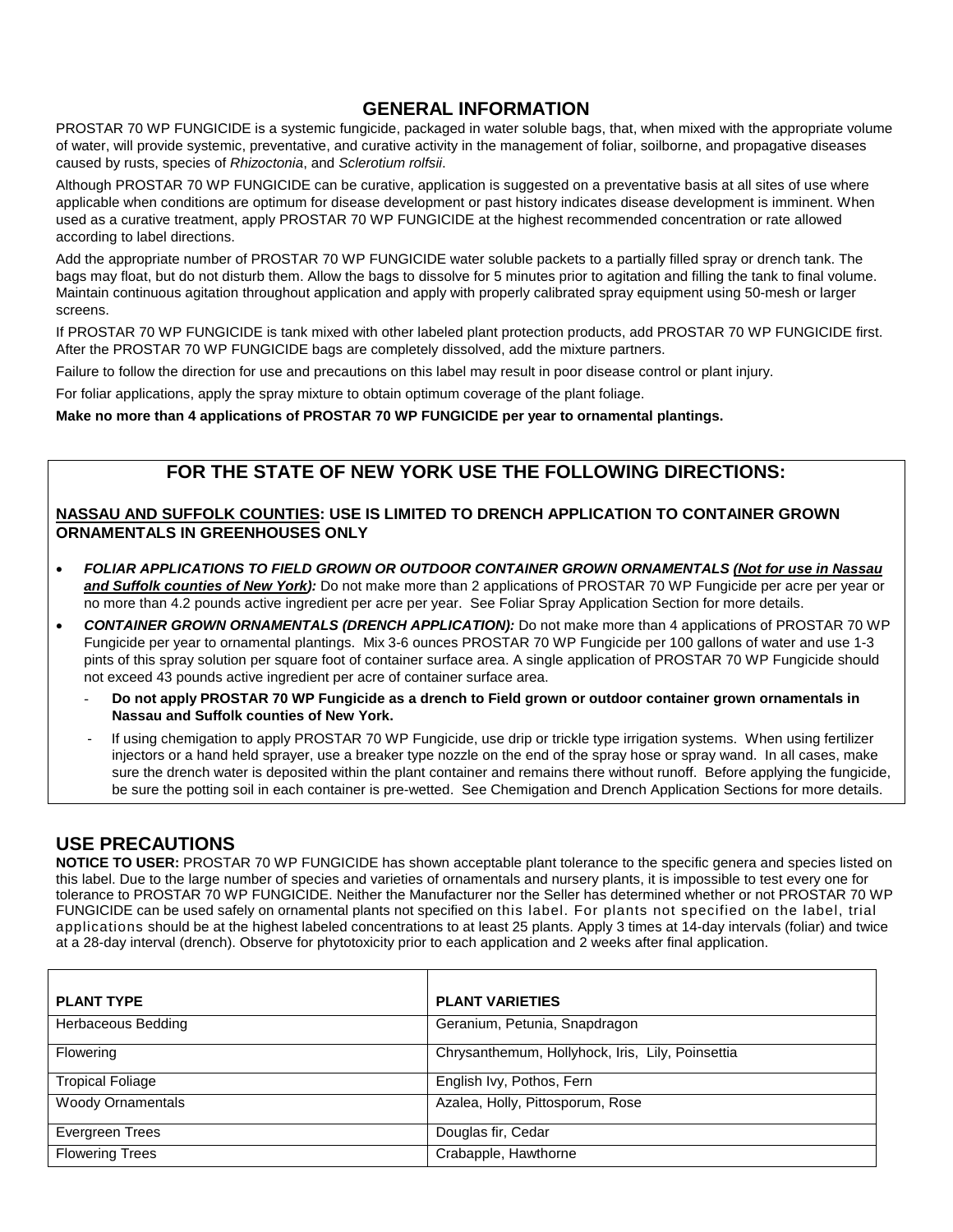## GENERAL INFORMATION

PROSTAR 70 WP FUNGICIDE is a systemic fungicide, packaged in water soluble bags, that, when mixed with the appropriate volume of water, will provide systemic, preventative, and curative activity in the management of foliar, soilborne, and propagative diseases caused by rusts, species of *Rhizoctonia*, and *Sclerotium rolfsii*.

Although PROSTAR 70 WP FUNGICIDE can be curative, application is suggested on a preventative basis at all sites of use where applicable when conditions are optimum for disease development or past history indicates disease development is imminent. When used as a curative treatment, apply PROSTAR 70 WP FUNGICIDE at the highest recommended concentration or rate allowed according to label directions.

Add the appropriate number of PROSTAR 70 WP FUNGICIDE water soluble packets to a partially filled spray or drench tank. The bags may float, but do not disturb them. Allow the bags to dissolve for 5 minutes prior to agitation and filling the tank to final volume. Maintain continuous agitation throughout application and apply with properly calibrated spray equipment using 50-mesh or larger screens.

If PROSTAR 70 WP FUNGICIDE is tank mixed with other labeled plant protection products, add PROSTAR 70 WP FUNGICIDE first. After the PROSTAR 70 WP FUNGICIDE bags are completely dissolved, add the mixture partners.

Failure to follow the direction for use and precautions on this label may result in poor disease control or plant injury.

For foliar applications, apply the spray mixture to obtain optimum coverage of the plant foliage.

**Make no more than 4 applications of PROSTAR 70 WP FUNGICIDE per year to ornamental plantings.**

## FOR THE STATE OF NEW YORK USE THE FOLLOWING DIRECTIONS:

**NASSAU AND SUFFOLK COUNTIES: USE IS LIMITED TO DRENCH APPLICATION TO CONTAINER GROWN ORNAMENTALS IN GREENHOUSES ONLY**

- ***FOLIAR APPLICATIONS TO FIELD GROWN OR OUTDOOR CONTAINER GROWN ORNAMENTALS (Not for use in Nassau and Suffolk counties of New York):*** Do not make more than 2 applications of PROSTAR 70 WP Fungicide per acre per year or no more than 4.2 pounds active ingredient per acre per year. See Foliar Spray Application Section for more details.
- ***CONTAINER GROWN ORNAMENTALS (DRENCH APPLICATION):*** Do not make more than 4 applications of PROSTAR 70 WP Fungicide per year to ornamental plantings. Mix 3-6 ounces PROSTAR 70 WP Fungicide per 100 gallons of water and use 1-3 pints of this spray solution per square foot of container surface area. A single application of PROSTAR 70 WP Fungicide should not exceed 43 pounds active ingredient per acre of container surface area.
  - **Do not apply PROSTAR 70 WP Fungicide as a drench to Field grown or outdoor container grown ornamentals in Nassau and Suffolk counties of New York.**
  - If using chemigation to apply PROSTAR 70 WP Fungicide, use drip or trickle type irrigation systems. When using fertilizer injectors or a hand held sprayer, use a breaker type nozzle on the end of the spray hose or spray wand. In all cases, make sure the drench water is deposited within the plant container and remains there without runoff. Before applying the fungicide, be sure the potting soil in each container is pre-wetted. See Chemigation and Drench Application Sections for more details.

## USE PRECAUTIONS

**NOTICE TO USER:** PROSTAR 70 WP FUNGICIDE has shown acceptable plant tolerance to the specific genera and species listed on this label. Due to the large number of species and varieties of ornamentals and nursery plants, it is impossible to test every one for tolerance to PROSTAR 70 WP FUNGICIDE. Neither the Manufacturer nor the Seller has determined whether or not PROSTAR 70 WP FUNGICIDE can be used safely on ornamental plants not specified on this label. For plants not specified on the label, trial applications should be at the highest labeled concentrations to at least 25 plants. Apply 3 times at 14-day intervals (foliar) and twice at a 28-day interval (drench). Observe for phytotoxicity prior to each application and 2 weeks after final application.

| PLANT TYPE | PLANT VARIETIES |
|---|---|
| Herbaceous Bedding | Geranium, Petunia, Snapdragon |
| Flowering | Chrysanthemum, Hollyhock, Iris, Lily, Poinsettia |
| Tropical Foliage | English Ivy, Pothos, Fern |
| Woody Ornamentals | Azalea, Holly, Pittosporum, Rose |
| Evergreen Trees | Douglas fir, Cedar |
| Flowering Trees | Crabapple, Hawthorne |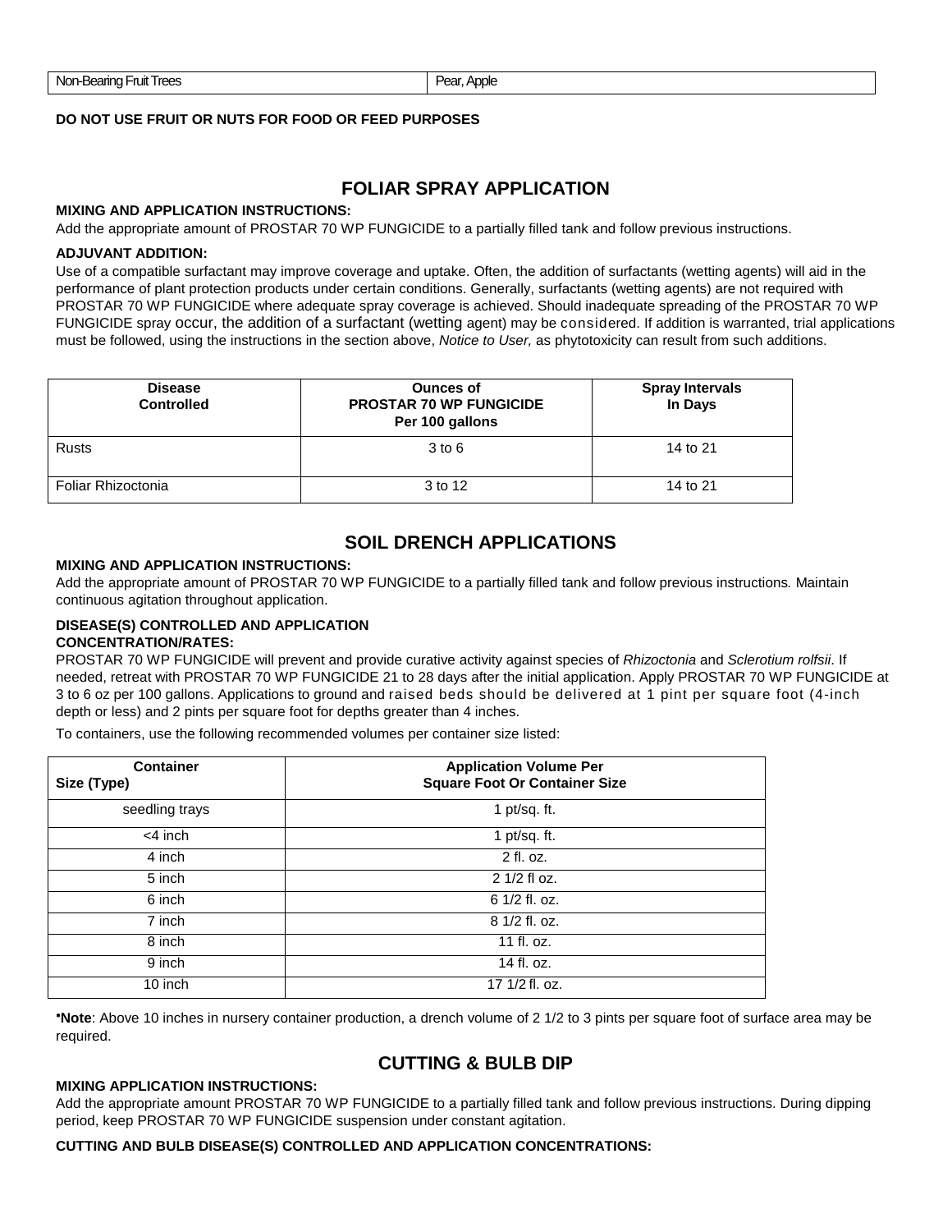| Non-Bearing Fruit Trees | Pear, Apple |
|---|---|

**DO NOT USE FRUIT OR NUTS FOR FOOD OR FEED PURPOSES**

## FOLIAR SPRAY APPLICATION

**MIXING AND APPLICATION INSTRUCTIONS:**

Add the appropriate amount of PROSTAR 70 WP FUNGICIDE to a partially filled tank and follow previous instructions.

**ADJUVANT ADDITION:**

Use of a compatible surfactant may improve coverage and uptake. Often, the addition of surfactants (wetting agents) will aid in the performance of plant protection products under certain conditions. Generally, surfactants (wetting agents) are not required with PROSTAR 70 WP FUNGICIDE where adequate spray coverage is achieved. Should inadequate spreading of the PROSTAR 70 WP FUNGICIDE spray occur, the addition of a surfactant (wetting agent) may be considered. If addition is warranted, trial applications must be followed, using the instructions in the section above, *Notice to User,* as phytotoxicity can result from such additions.

| Disease Controlled | Ounces of PROSTAR 70 WP FUNGICIDE Per 100 gallons | Spray Intervals In Days |
|---|---|---|
| Rusts | 3 to 6 | 14 to 21 |
| Foliar Rhizoctonia | 3 to 12 | 14 to 21 |

## SOIL DRENCH APPLICATIONS

**MIXING AND APPLICATION INSTRUCTIONS:**

Add the appropriate amount of PROSTAR 70 WP FUNGICIDE to a partially filled tank and follow previous instructions. Maintain continuous agitation throughout application.

**DISEASE(S) CONTROLLED AND APPLICATION CONCENTRATION/RATES:**

PROSTAR 70 WP FUNGICIDE will prevent and provide curative activity against species of *Rhizoctonia* and *Sclerotium rolfsii*. If needed, retreat with PROSTAR 70 WP FUNGICIDE 21 to 28 days after the initial application. Apply PROSTAR 70 WP FUNGICIDE at 3 to 6 oz per 100 gallons. Applications to ground and raised beds should be delivered at 1 pint per square foot (4-inch depth or less) and 2 pints per square foot for depths greater than 4 inches.

To containers, use the following recommended volumes per container size listed:

| Container Size (Type) | Application Volume Per Square Foot Or Container Size |
|---|---|
| seedling trays | 1 pt/sq. ft. |
| <4 inch | 1 pt/sq. ft. |
| 4 inch | 2 fl. oz. |
| 5 inch | 2 1/2 fl oz. |
| 6 inch | 6 1/2 fl. oz. |
| 7 inch | 8 1/2 fl. oz. |
| 8 inch | 11 fl. oz. |
| 9 inch | 14 fl. oz. |
| 10 inch | 17 1/2 fl. oz. |

***Note**: Above 10 inches in nursery container production, a drench volume of 2 1/2 to 3 pints per square foot of surface area may be required.

## CUTTING & BULB DIP

**MIXING APPLICATION INSTRUCTIONS:**

Add the appropriate amount PROSTAR 70 WP FUNGICIDE to a partially filled tank and follow previous instructions. During dipping period, keep PROSTAR 70 WP FUNGICIDE suspension under constant agitation.

**CUTTING AND BULB DISEASE(S) CONTROLLED AND APPLICATION CONCENTRATIONS:**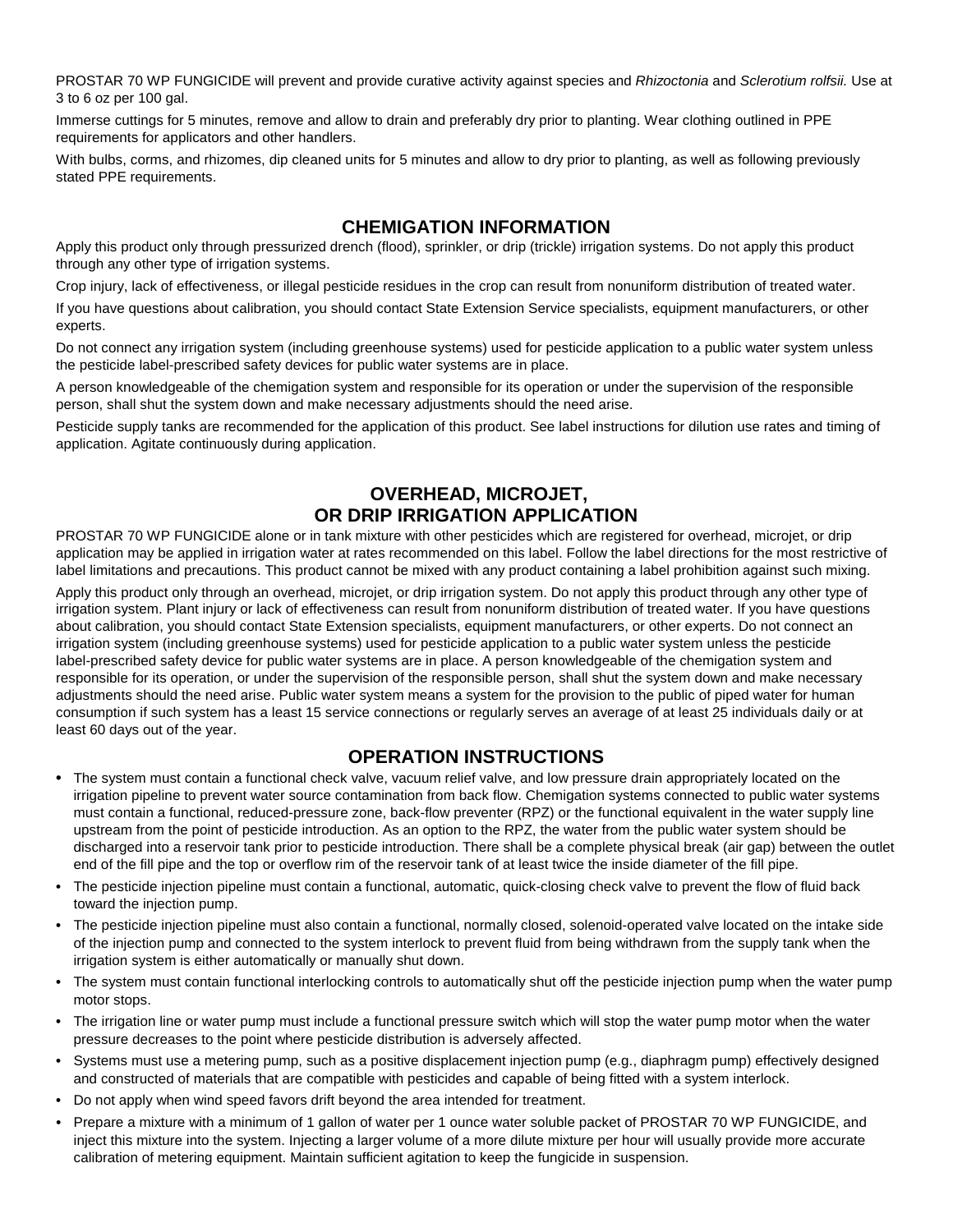PROSTAR 70 WP FUNGICIDE will prevent and provide curative activity against species and *Rhizoctonia* and *Sclerotium rolfsii.* Use at 3 to 6 oz per 100 gal.

Immerse cuttings for 5 minutes, remove and allow to drain and preferably dry prior to planting. Wear clothing outlined in PPE requirements for applicators and other handlers.

With bulbs, corms, and rhizomes, dip cleaned units for 5 minutes and allow to dry prior to planting, as well as following previously stated PPE requirements.

## CHEMIGATION INFORMATION

Apply this product only through pressurized drench (flood), sprinkler, or drip (trickle) irrigation systems. Do not apply this product through any other type of irrigation systems.

Crop injury, lack of effectiveness, or illegal pesticide residues in the crop can result from nonuniform distribution of treated water.

If you have questions about calibration, you should contact State Extension Service specialists, equipment manufacturers, or other experts.

Do not connect any irrigation system (including greenhouse systems) used for pesticide application to a public water system unless the pesticide label-prescribed safety devices for public water systems are in place.

A person knowledgeable of the chemigation system and responsible for its operation or under the supervision of the responsible person, shall shut the system down and make necessary adjustments should the need arise.

Pesticide supply tanks are recommended for the application of this product. See label instructions for dilution use rates and timing of application. Agitate continuously during application.

## OVERHEAD, MICROJET, OR DRIP IRRIGATION APPLICATION

PROSTAR 70 WP FUNGICIDE alone or in tank mixture with other pesticides which are registered for overhead, microjet, or drip application may be applied in irrigation water at rates recommended on this label. Follow the label directions for the most restrictive of label limitations and precautions. This product cannot be mixed with any product containing a label prohibition against such mixing.

Apply this product only through an overhead, microjet, or drip irrigation system. Do not apply this product through any other type of irrigation system. Plant injury or lack of effectiveness can result from nonuniform distribution of treated water. If you have questions about calibration, you should contact State Extension specialists, equipment manufacturers, or other experts. Do not connect an irrigation system (including greenhouse systems) used for pesticide application to a public water system unless the pesticide label-prescribed safety device for public water systems are in place. A person knowledgeable of the chemigation system and responsible for its operation, or under the supervision of the responsible person, shall shut the system down and make necessary adjustments should the need arise. Public water system means a system for the provision to the public of piped water for human consumption if such system has a least 15 service connections or regularly serves an average of at least 25 individuals daily or at least 60 days out of the year.

## OPERATION INSTRUCTIONS

- The system must contain a functional check valve, vacuum relief valve, and low pressure drain appropriately located on the irrigation pipeline to prevent water source contamination from back flow. Chemigation systems connected to public water systems must contain a functional, reduced-pressure zone, back-flow preventer (RPZ) or the functional equivalent in the water supply line upstream from the point of pesticide introduction. As an option to the RPZ, the water from the public water system should be discharged into a reservoir tank prior to pesticide introduction. There shall be a complete physical break (air gap) between the outlet end of the fill pipe and the top or overflow rim of the reservoir tank of at least twice the inside diameter of the fill pipe.
- The pesticide injection pipeline must contain a functional, automatic, quick-closing check valve to prevent the flow of fluid back toward the injection pump.
- The pesticide injection pipeline must also contain a functional, normally closed, solenoid-operated valve located on the intake side of the injection pump and connected to the system interlock to prevent fluid from being withdrawn from the supply tank when the irrigation system is either automatically or manually shut down.
- The system must contain functional interlocking controls to automatically shut off the pesticide injection pump when the water pump motor stops.
- The irrigation line or water pump must include a functional pressure switch which will stop the water pump motor when the water pressure decreases to the point where pesticide distribution is adversely affected.
- Systems must use a metering pump, such as a positive displacement injection pump (e.g., diaphragm pump) effectively designed and constructed of materials that are compatible with pesticides and capable of being fitted with a system interlock.
- Do not apply when wind speed favors drift beyond the area intended for treatment.
- Prepare a mixture with a minimum of 1 gallon of water per 1 ounce water soluble packet of PROSTAR 70 WP FUNGICIDE, and inject this mixture into the system. Injecting a larger volume of a more dilute mixture per hour will usually provide more accurate calibration of metering equipment. Maintain sufficient agitation to keep the fungicide in suspension.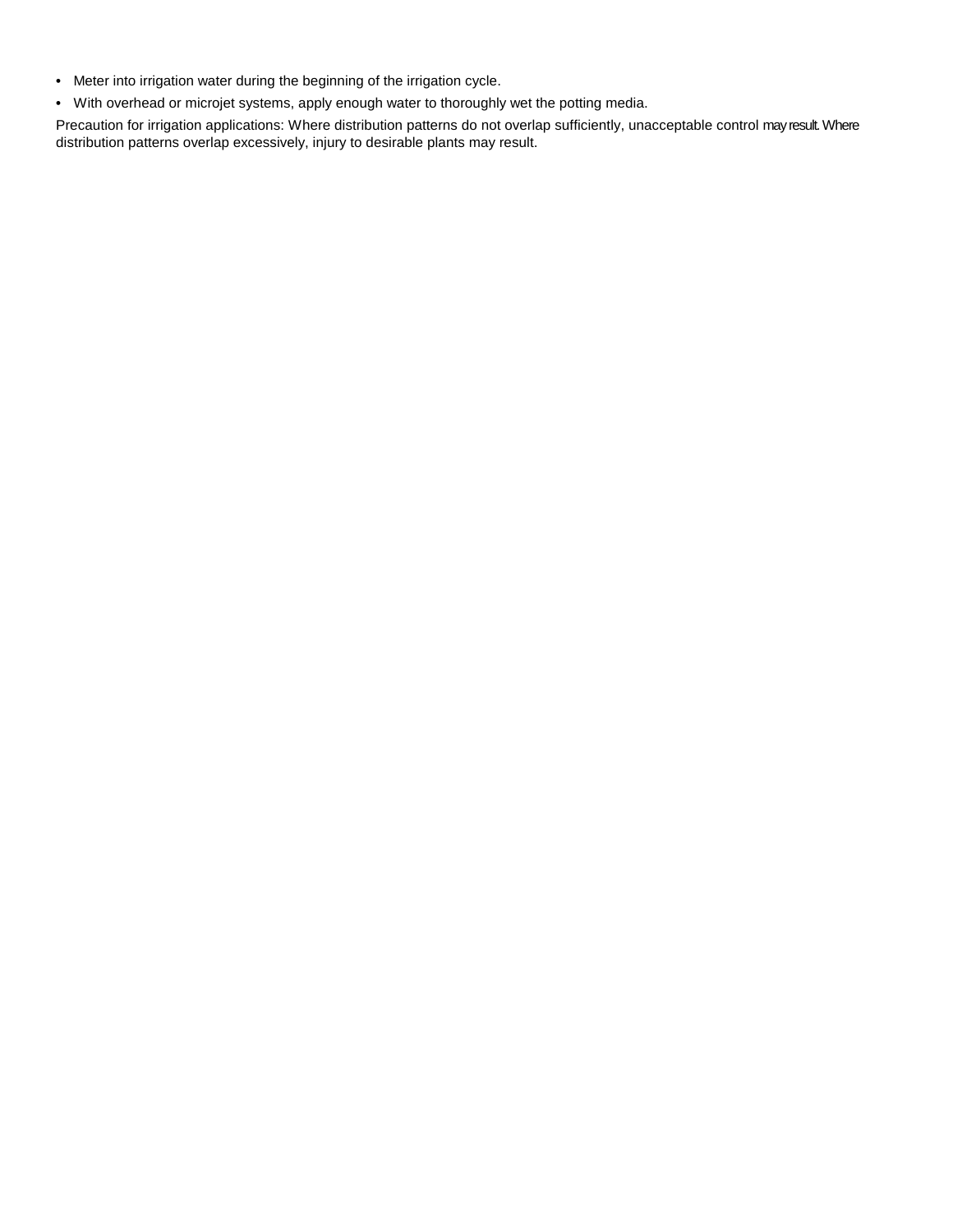- Meter into irrigation water during the beginning of the irrigation cycle.
- With overhead or microjet systems, apply enough water to thoroughly wet the potting media.

Precaution for irrigation applications: Where distribution patterns do not overlap sufficiently, unacceptable control may result. Where distribution patterns overlap excessively, injury to desirable plants may result.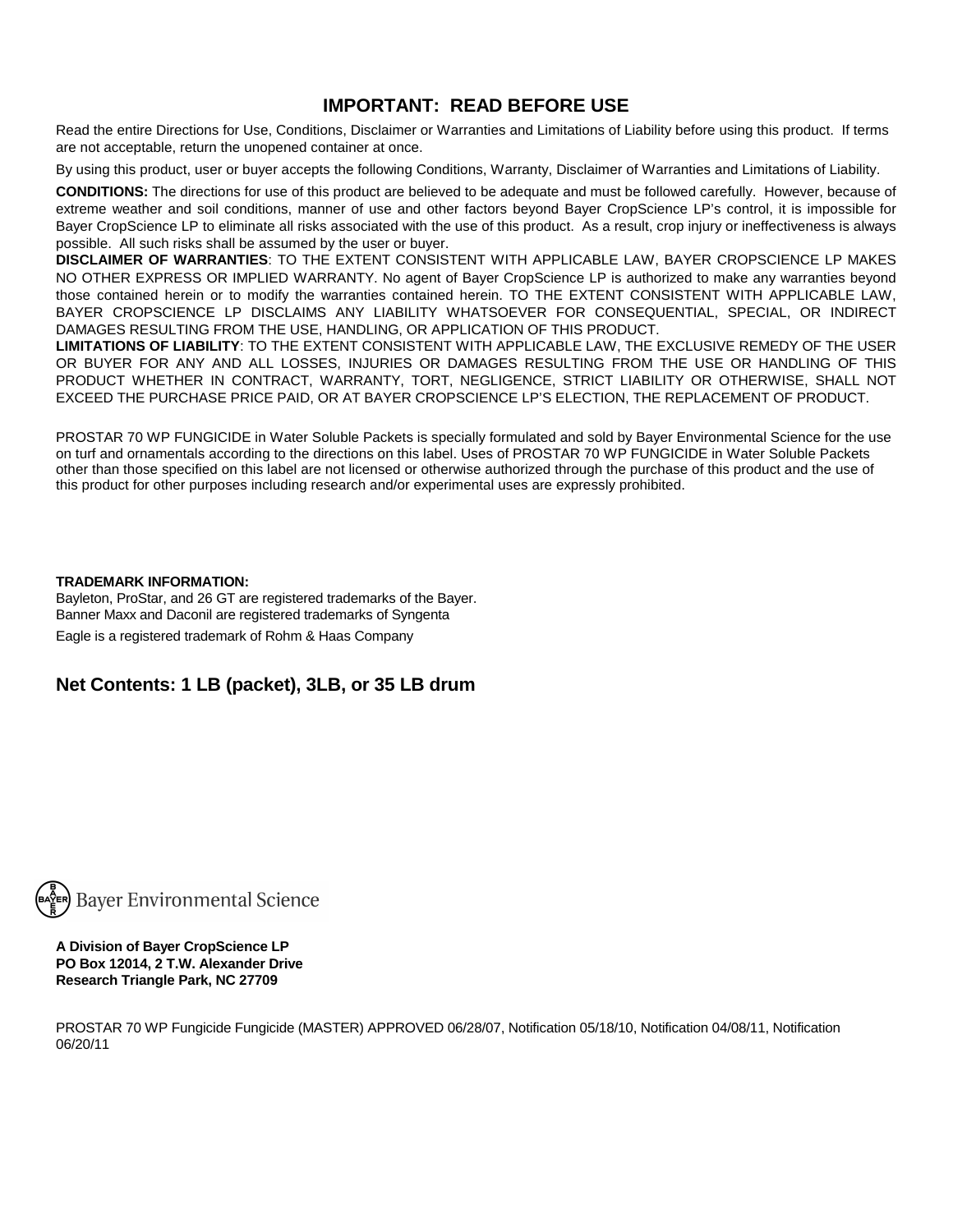## IMPORTANT: READ BEFORE USE

Read the entire Directions for Use, Conditions, Disclaimer or Warranties and Limitations of Liability before using this product. If terms are not acceptable, return the unopened container at once.

By using this product, user or buyer accepts the following Conditions, Warranty, Disclaimer of Warranties and Limitations of Liability.

**CONDITIONS:** The directions for use of this product are believed to be adequate and must be followed carefully. However, because of extreme weather and soil conditions, manner of use and other factors beyond Bayer CropScience LP's control, it is impossible for Bayer CropScience LP to eliminate all risks associated with the use of this product. As a result, crop injury or ineffectiveness is always possible. All such risks shall be assumed by the user or buyer.

**DISCLAIMER OF WARRANTIES**: TO THE EXTENT CONSISTENT WITH APPLICABLE LAW, BAYER CROPSCIENCE LP MAKES NO OTHER EXPRESS OR IMPLIED WARRANTY. No agent of Bayer CropScience LP is authorized to make any warranties beyond those contained herein or to modify the warranties contained herein. TO THE EXTENT CONSISTENT WITH APPLICABLE LAW, BAYER CROPSCIENCE LP DISCLAIMS ANY LIABILITY WHATSOEVER FOR CONSEQUENTIAL, SPECIAL, OR INDIRECT DAMAGES RESULTING FROM THE USE, HANDLING, OR APPLICATION OF THIS PRODUCT.

**LIMITATIONS OF LIABILITY**: TO THE EXTENT CONSISTENT WITH APPLICABLE LAW, THE EXCLUSIVE REMEDY OF THE USER OR BUYER FOR ANY AND ALL LOSSES, INJURIES OR DAMAGES RESULTING FROM THE USE OR HANDLING OF THIS PRODUCT WHETHER IN CONTRACT, WARRANTY, TORT, NEGLIGENCE, STRICT LIABILITY OR OTHERWISE, SHALL NOT EXCEED THE PURCHASE PRICE PAID, OR AT BAYER CROPSCIENCE LP'S ELECTION, THE REPLACEMENT OF PRODUCT.

PROSTAR 70 WP FUNGICIDE in Water Soluble Packets is specially formulated and sold by Bayer Environmental Science for the use on turf and ornamentals according to the directions on this label. Uses of PROSTAR 70 WP FUNGICIDE in Water Soluble Packets other than those specified on this label are not licensed or otherwise authorized through the purchase of this product and the use of this product for other purposes including research and/or experimental uses are expressly prohibited.

**TRADEMARK INFORMATION:**
Bayleton, ProStar, and 26 GT are registered trademarks of the Bayer.
Banner Maxx and Daconil are registered trademarks of Syngenta
Eagle is a registered trademark of Rohm & Haas Company

## Net Contents: 1 LB (packet), 3LB, or 35 LB drum

Bayer Environmental Science

**A Division of Bayer CropScience LP**
**PO Box 12014, 2 T.W. Alexander Drive**
**Research Triangle Park, NC 27709**

PROSTAR 70 WP Fungicide Fungicide (MASTER) APPROVED 06/28/07, Notification 05/18/10, Notification 04/08/11, Notification 06/20/11